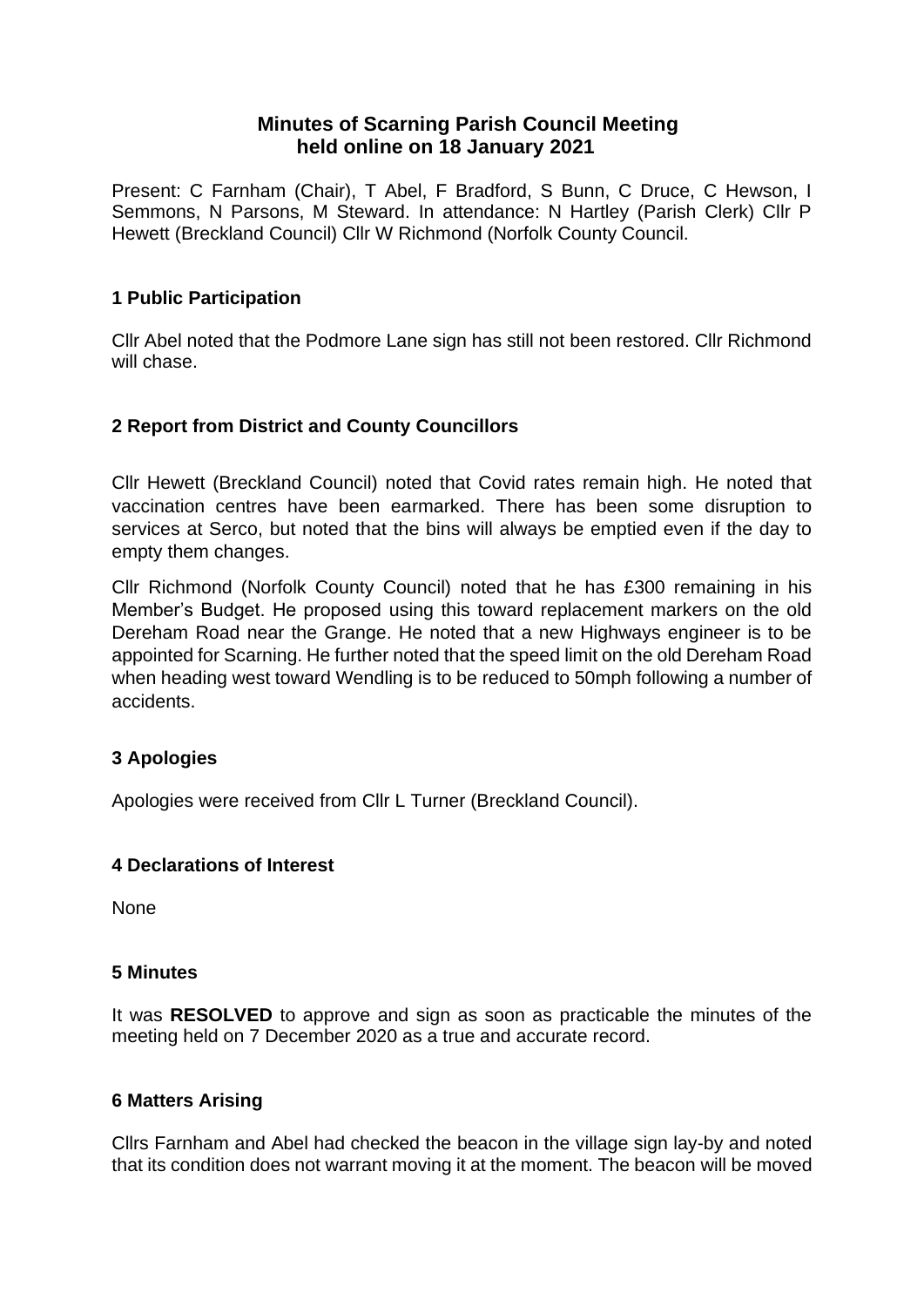# Minutes of Scarning Parish Council Meeting held online on 18 January 2021

Present: C Farnham (Chair), T Abel, F Bradford, S Bunn, C Druce, C Hewson, I Semmons, N Parsons, M Steward. In attendance: N Hartley (Parish Clerk) Cllr P Hewett (Breckland Council) Cllr W Richmond (Norfolk County Council.

## 1 Public Participation

Cllr Abel noted that the Podmore Lane sign has still not been restored. Cllr Richmond will chase.

## 2 Report from District and County Councillors

Cllr Hewett (Breckland Council) noted that Covid rates remain high. He noted that vaccination centres have been earmarked. There has been some disruption to services at Serco, but noted that the bins will always be emptied even if the day to empty them changes.

Cllr Richmond (Norfolk County Council) noted that he has £300 remaining in his Member's Budget. He proposed using this toward replacement markers on the old Dereham Road near the Grange. He noted that a new Highways engineer is to be appointed for Scarning. He further noted that the speed limit on the old Dereham Road when heading west toward Wendling is to be reduced to 50mph following a number of accidents.

## 3 Apologies

Apologies were received from Cllr L Turner (Breckland Council).

## 4 Declarations of Interest

None

## 5 Minutes

It was **RESOLVED** to approve and sign as soon as practicable the minutes of the meeting held on 7 December 2020 as a true and accurate record.

## 6 Matters Arising

Cllrs Farnham and Abel had checked the beacon in the village sign lay-by and noted that its condition does not warrant moving it at the moment. The beacon will be moved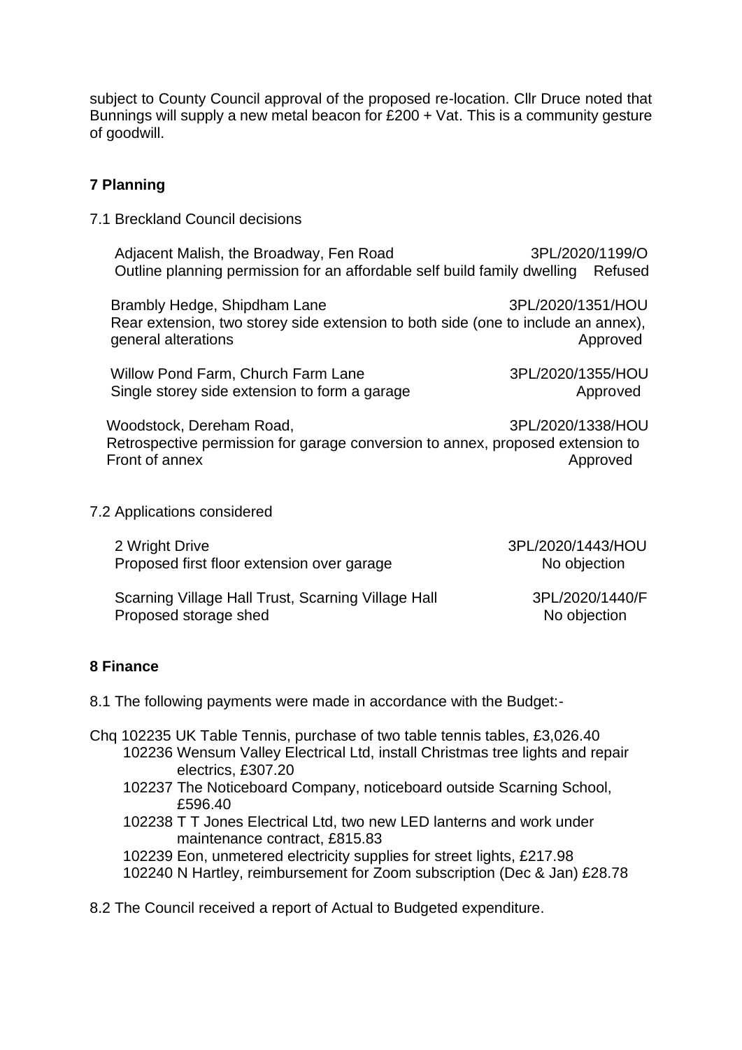subject to County Council approval of the proposed re-location. Cllr Druce noted that Bunnings will supply a new metal beacon for £200 + Vat. This is a community gesture of goodwill.

## 7 Planning

7.1 Breckland Council decisions

Adjacent Malish, the Broadway, Fen Road — 3PL/2020/1199/O
Outline planning permission for an affordable self build family dwelling — Refused

Brambly Hedge, Shipdham Lane — 3PL/2020/1351/HOU
Rear extension, two storey side extension to both side (one to include an annex), general alterations — Approved

Willow Pond Farm, Church Farm Lane — 3PL/2020/1355/HOU
Single storey side extension to form a garage — Approved

Woodstock, Dereham Road, — 3PL/2020/1338/HOU
Retrospective permission for garage conversion to annex, proposed extension to Front of annex — Approved

7.2 Applications considered

2 Wright Drive — 3PL/2020/1443/HOU
Proposed first floor extension over garage — No objection

Scarning Village Hall Trust, Scarning Village Hall — 3PL/2020/1440/F
Proposed storage shed — No objection

## 8 Finance

8.1 The following payments were made in accordance with the Budget:-

Chq 102235 UK Table Tennis, purchase of two table tennis tables, £3,026.40
102236 Wensum Valley Electrical Ltd, install Christmas tree lights and repair electrics, £307.20
102237 The Noticeboard Company, noticeboard outside Scarning School, £596.40
102238 T T Jones Electrical Ltd, two new LED lanterns and work under maintenance contract, £815.83
102239 Eon, unmetered electricity supplies for street lights, £217.98
102240 N Hartley, reimbursement for Zoom subscription (Dec & Jan) £28.78

8.2 The Council received a report of Actual to Budgeted expenditure.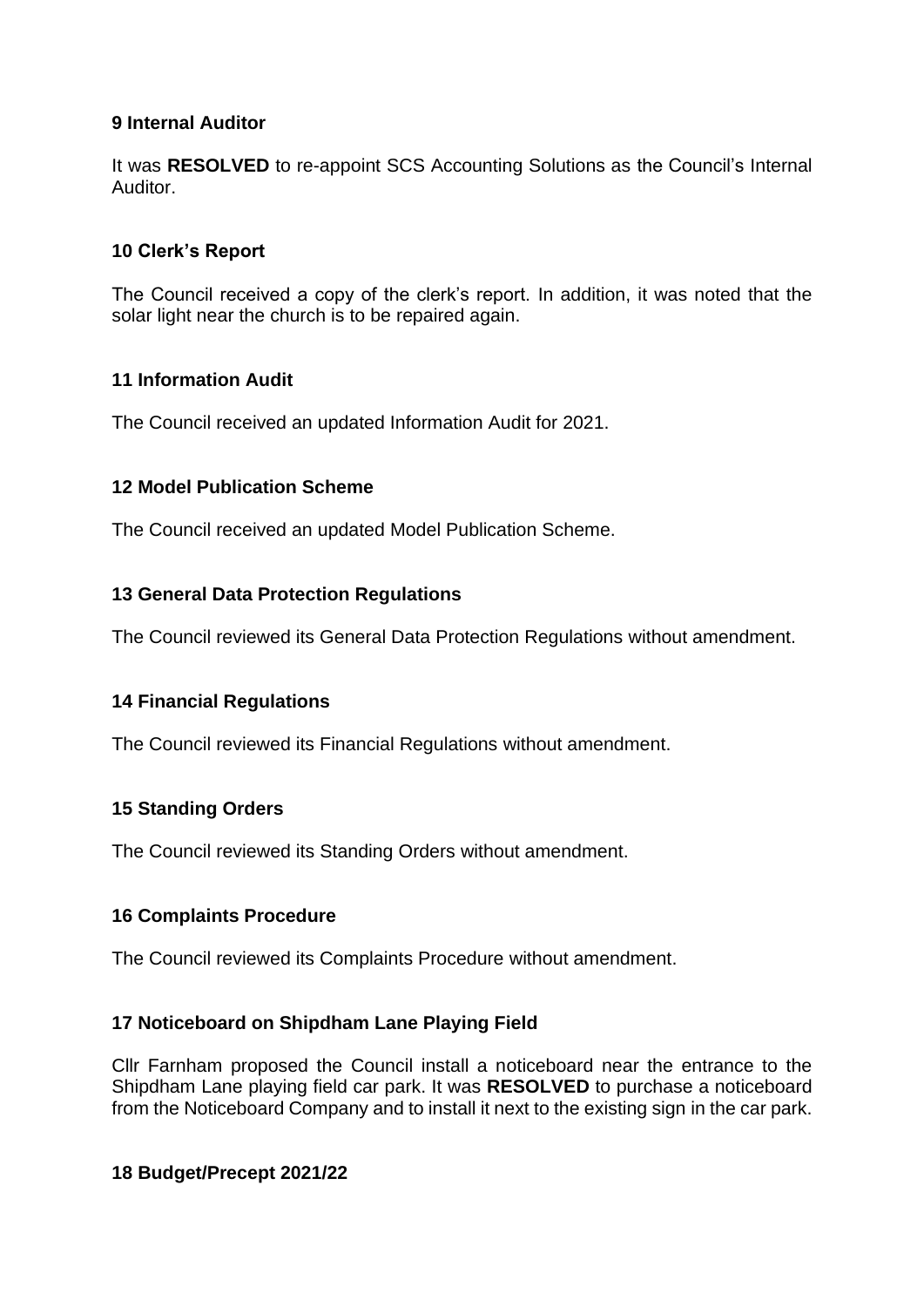**9 Internal Auditor**

It was **RESOLVED** to re-appoint SCS Accounting Solutions as the Council's Internal Auditor.

**10 Clerk's Report**

The Council received a copy of the clerk's report. In addition, it was noted that the solar light near the church is to be repaired again.

**11 Information Audit**

The Council received an updated Information Audit for 2021.

**12 Model Publication Scheme**

The Council received an updated Model Publication Scheme.

**13 General Data Protection Regulations**

The Council reviewed its General Data Protection Regulations without amendment.

**14 Financial Regulations**

The Council reviewed its Financial Regulations without amendment.

**15 Standing Orders**

The Council reviewed its Standing Orders without amendment.

**16 Complaints Procedure**

The Council reviewed its Complaints Procedure without amendment.

**17 Noticeboard on Shipdham Lane Playing Field**

Cllr Farnham proposed the Council install a noticeboard near the entrance to the Shipdham Lane playing field car park. It was **RESOLVED** to purchase a noticeboard from the Noticeboard Company and to install it next to the existing sign in the car park.

**18 Budget/Precept 2021/22**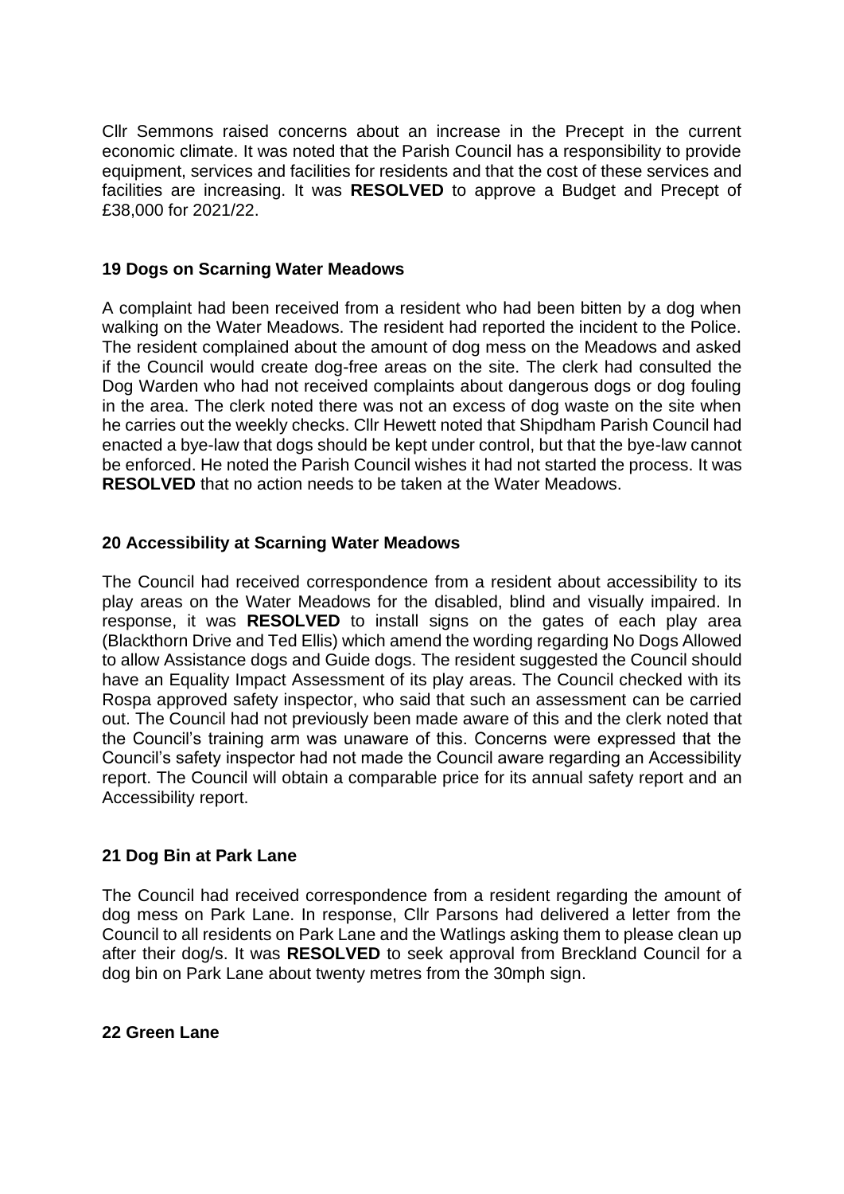Cllr Semmons raised concerns about an increase in the Precept in the current economic climate. It was noted that the Parish Council has a responsibility to provide equipment, services and facilities for residents and that the cost of these services and facilities are increasing. It was **RESOLVED** to approve a Budget and Precept of £38,000 for 2021/22.

## 19 Dogs on Scarning Water Meadows

A complaint had been received from a resident who had been bitten by a dog when walking on the Water Meadows. The resident had reported the incident to the Police. The resident complained about the amount of dog mess on the Meadows and asked if the Council would create dog-free areas on the site. The clerk had consulted the Dog Warden who had not received complaints about dangerous dogs or dog fouling in the area. The clerk noted there was not an excess of dog waste on the site when he carries out the weekly checks. Cllr Hewett noted that Shipdham Parish Council had enacted a bye-law that dogs should be kept under control, but that the bye-law cannot be enforced. He noted the Parish Council wishes it had not started the process. It was **RESOLVED** that no action needs to be taken at the Water Meadows.

## 20 Accessibility at Scarning Water Meadows

The Council had received correspondence from a resident about accessibility to its play areas on the Water Meadows for the disabled, blind and visually impaired. In response, it was **RESOLVED** to install signs on the gates of each play area (Blackthorn Drive and Ted Ellis) which amend the wording regarding No Dogs Allowed to allow Assistance dogs and Guide dogs. The resident suggested the Council should have an Equality Impact Assessment of its play areas. The Council checked with its Rospa approved safety inspector, who said that such an assessment can be carried out. The Council had not previously been made aware of this and the clerk noted that the Council's training arm was unaware of this. Concerns were expressed that the Council's safety inspector had not made the Council aware regarding an Accessibility report. The Council will obtain a comparable price for its annual safety report and an Accessibility report.

## 21 Dog Bin at Park Lane

The Council had received correspondence from a resident regarding the amount of dog mess on Park Lane. In response, Cllr Parsons had delivered a letter from the Council to all residents on Park Lane and the Watlings asking them to please clean up after their dog/s. It was **RESOLVED** to seek approval from Breckland Council for a dog bin on Park Lane about twenty metres from the 30mph sign.

## 22 Green Lane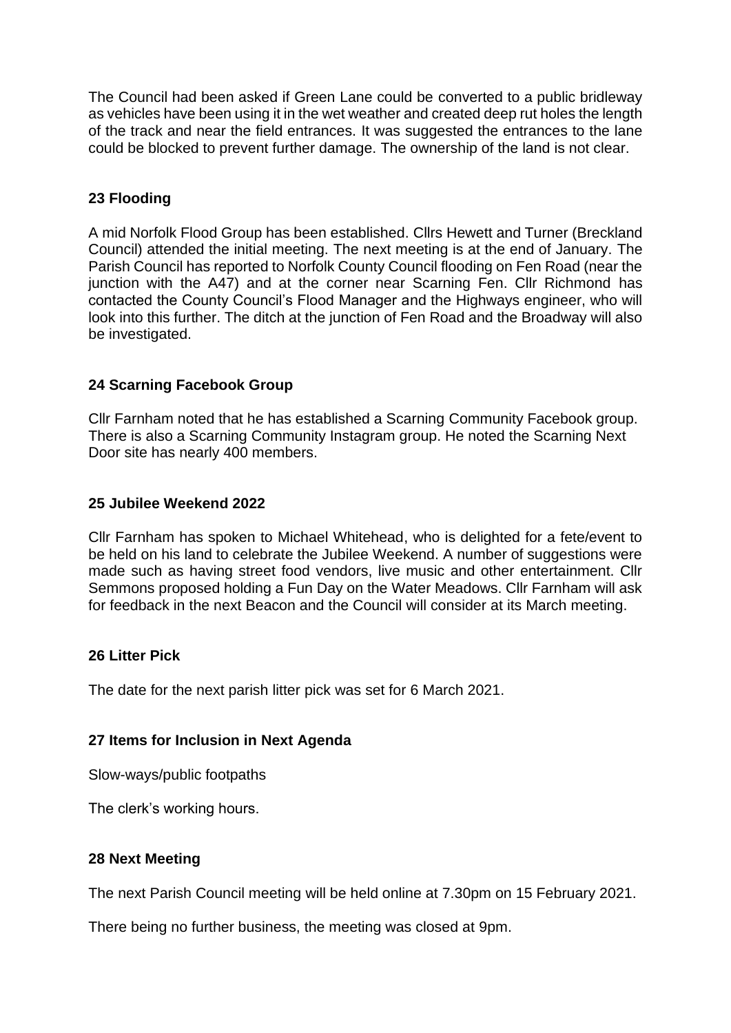The Council had been asked if Green Lane could be converted to a public bridleway as vehicles have been using it in the wet weather and created deep rut holes the length of the track and near the field entrances. It was suggested the entrances to the lane could be blocked to prevent further damage. The ownership of the land is not clear.

**23 Flooding**

A mid Norfolk Flood Group has been established. Cllrs Hewett and Turner (Breckland Council) attended the initial meeting. The next meeting is at the end of January. The Parish Council has reported to Norfolk County Council flooding on Fen Road (near the junction with the A47) and at the corner near Scarning Fen. Cllr Richmond has contacted the County Council's Flood Manager and the Highways engineer, who will look into this further. The ditch at the junction of Fen Road and the Broadway will also be investigated.

**24 Scarning Facebook Group**

Cllr Farnham noted that he has established a Scarning Community Facebook group. There is also a Scarning Community Instagram group. He noted the Scarning Next Door site has nearly 400 members.

**25 Jubilee Weekend 2022**

Cllr Farnham has spoken to Michael Whitehead, who is delighted for a fete/event to be held on his land to celebrate the Jubilee Weekend. A number of suggestions were made such as having street food vendors, live music and other entertainment. Cllr Semmons proposed holding a Fun Day on the Water Meadows. Cllr Farnham will ask for feedback in the next Beacon and the Council will consider at its March meeting.

**26 Litter Pick**

The date for the next parish litter pick was set for 6 March 2021.

**27 Items for Inclusion in Next Agenda**

Slow-ways/public footpaths

The clerk's working hours.

**28 Next Meeting**

The next Parish Council meeting will be held online at 7.30pm on 15 February 2021.

There being no further business, the meeting was closed at 9pm.